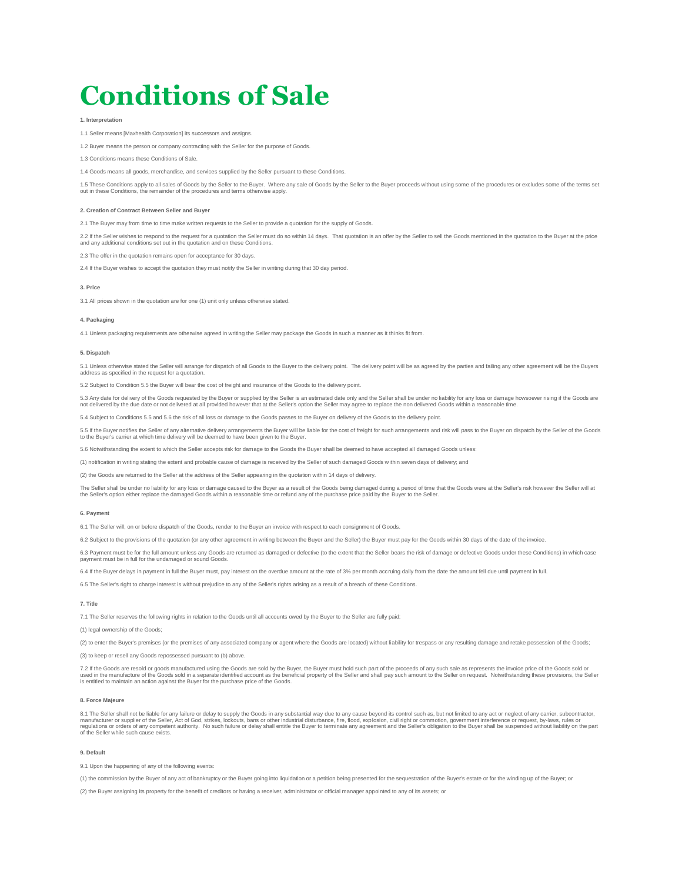# Conditions of Sale

**1. Interpretation**

1.1 Seller means [Maxhealth Corporation] its successors and assigns.

1.2 Buyer means the person or company contracting with the Seller for the purpose of Goods.

1.3 Conditions means these Conditions of Sale.

1.4 Goods means all goods, merchandise, and services supplied by the Seller pursuant to these Conditions.

1.5 These Conditions apply to all sales of Goods by the Seller to the Buyer. Where any sale of Goods by the Seller to the Buyer proceeds without using some of the procedures or excludes some of the terms set out in these Conditions, the remainder of the procedures and terms otherwise apply.

**2. Creation of Contract Between Seller and Buyer**

2.1 The Buyer may from time to time make written requests to the Seller to provide a quotation for the supply of Goods.

2.2 If the Seller wishes to respond to the request for a quotation the Seller must do so within 14 days. That quotation is an offer by the Seller to sell the Goods mentioned in the quotation to the Buyer at the price and any additional conditions set out in the quotation and on these Conditions.

2.3 The offer in the quotation remains open for acceptance for 30 days.

2.4 If the Buyer wishes to accept the quotation they must notify the Seller in writing during that 30 day period.

**3. Price**

3.1 All prices shown in the quotation are for one (1) unit only unless otherwise stated.

**4. Packaging**

4.1 Unless packaging requirements are otherwise agreed in writing the Seller may package the Goods in such a manner as it thinks fit from.

**5. Dispatch**

5.1 Unless otherwise stated the Seller will arrange for dispatch of all Goods to the Buyer to the delivery point. The delivery point will be as agreed by the parties and failing any other agreement will be the Buyers address as specified in the request for a quotation.

5.2 Subject to Condition 5.5 the Buyer will bear the cost of freight and insurance of the Goods to the delivery point.

5.3 Any date for delivery of the Goods requested by the Buyer or supplied by the Seller is an estimated date only and the Seller shall be under no liability for any loss or damage howsoever rising if the Goods are not delivered by the due date or not delivered at all provided however that at the Seller's option the Seller may agree to replace the non delivered Goods within a reasonable time.

5.4 Subject to Conditions 5.5 and 5.6 the risk of all loss or damage to the Goods passes to the Buyer on delivery of the Goods to the delivery point.

5.5 If the Buyer notifies the Seller of any alternative delivery arrangements the Buyer will be liable for the cost of freight for such arrangements and risk will pass to the Buyer on dispatch by the Seller of the Goods to the Buyer's carrier at which time delivery will be deemed to have been given to the Buyer.

5.6 Notwithstanding the extent to which the Seller accepts risk for damage to the Goods the Buyer shall be deemed to have accepted all damaged Goods unless:

(1) notification in writing stating the extent and probable cause of damage is received by the Seller of such damaged Goods within seven days of delivery; and

(2) the Goods are returned to the Seller at the address of the Seller appearing in the quotation within 14 days of delivery.

The Seller shall be under no liability for any loss or damage caused to the Buyer as a result of the Goods being damaged during a period of time that the Goods were at the Seller's risk however the Seller will at the Seller's option either replace the damaged Goods within a reasonable time or refund any of the purchase price paid by the Buyer to the Seller.

**6. Payment**

6.1 The Seller will, on or before dispatch of the Goods, render to the Buyer an invoice with respect to each consignment of Goods.

6.2 Subject to the provisions of the quotation (or any other agreement in writing between the Buyer and the Seller) the Buyer must pay for the Goods within 30 days of the date of the invoice.

6.3 Payment must be for the full amount unless any Goods are returned as damaged or defective (to the extent that the Seller bears the risk of damage or defective Goods under these Conditions) in which case payment must be in full for the undamaged or sound Goods.

6.4 If the Buyer delays in payment in full the Buyer must, pay interest on the overdue amount at the rate of 3% per month accruing daily from the date the amount fell due until payment in full.

6.5 The Seller's right to charge interest is without prejudice to any of the Seller's rights arising as a result of a breach of these Conditions.

**7. Title**

7.1 The Seller reserves the following rights in relation to the Goods until all accounts owed by the Buyer to the Seller are fully paid:

(1) legal ownership of the Goods;

(2) to enter the Buyer's premises (or the premises of any associated company or agent where the Goods are located) without liability for trespass or any resulting damage and retake possession of the Goods;

(3) to keep or resell any Goods repossessed pursuant to (b) above.

7.2 If the Goods are resold or goods manufactured using the Goods are sold by the Buyer, the Buyer must hold such part of the proceeds of any such sale as represents the invoice price of the Goods sold or used in the manufacture of the Goods sold in a separate identified account as the beneficial property of the Seller and shall pay such amount to the Seller on request. Notwithstanding these provisions, the Seller is entitled to maintain an action against the Buyer for the purchase price of the Goods.

**8. Force Majeure**

8.1 The Seller shall not be liable for any failure or delay to supply the Goods in any substantial way due to any cause beyond its control such as, but not limited to any act or neglect of any carrier, subcontractor, manufacturer or supplier of the Seller, Act of God, strikes, lockouts, bans or other industrial disturbance, fire, flood, explosion, civil right or commotion, government interference or request, by-laws, rules or regulations or orders of any competent authority. No such failure or delay shall entitle the Buyer to terminate any agreement and the Seller's obligation to the Buyer shall be suspended without liability on the part of the Seller while such cause exists.

**9. Default**

9.1 Upon the happening of any of the following events:

(1) the commission by the Buyer of any act of bankruptcy or the Buyer going into liquidation or a petition being presented for the sequestration of the Buyer's estate or for the winding up of the Buyer; or

(2) the Buyer assigning its property for the benefit of creditors or having a receiver, administrator or official manager appointed to any of its assets; or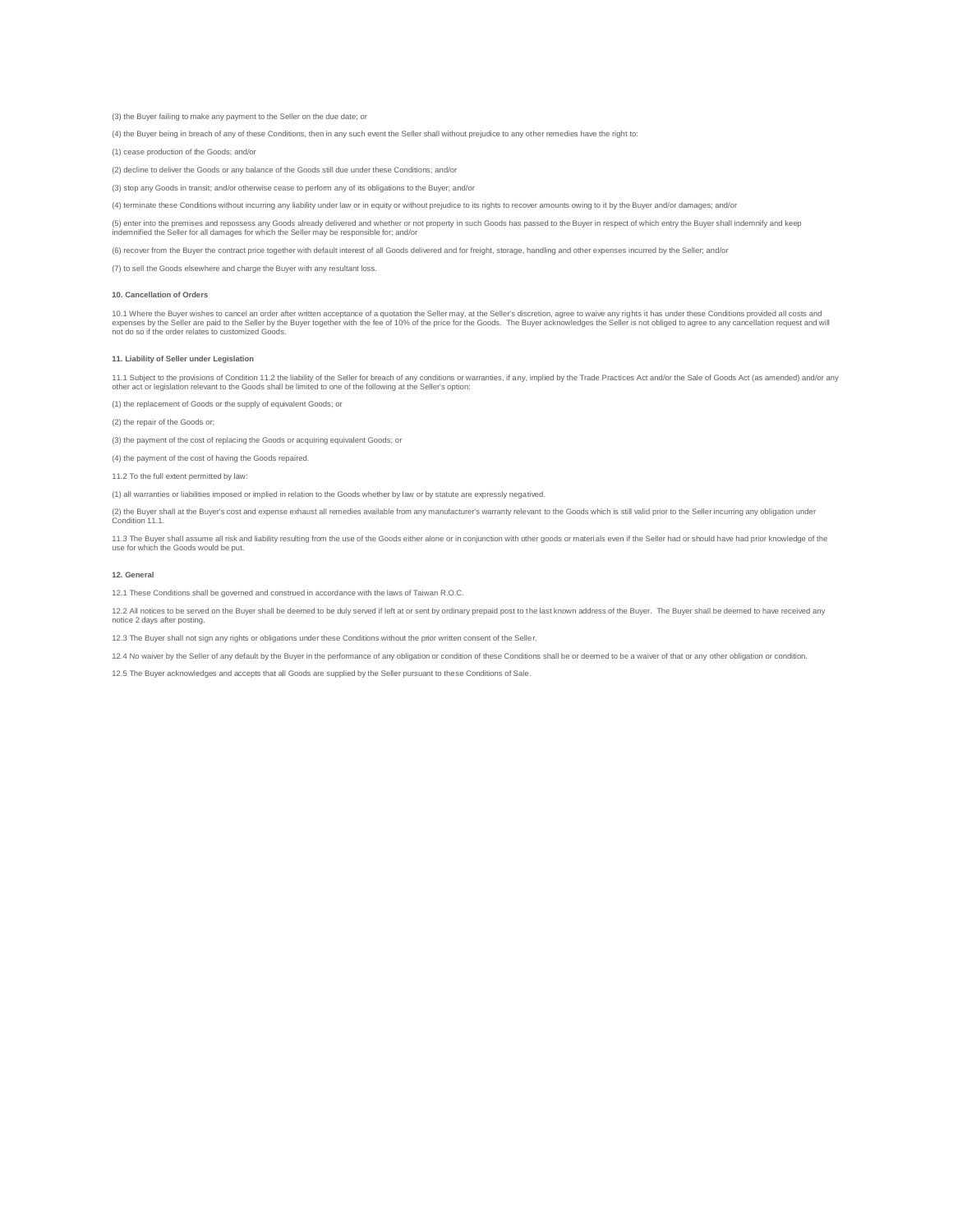(3) the Buyer failing to make any payment to the Seller on the due date; or

(4) the Buyer being in breach of any of these Conditions, then in any such event the Seller shall without prejudice to any other remedies have the right to:

(1) cease production of the Goods; and/or

(2) decline to deliver the Goods or any balance of the Goods still due under these Conditions; and/or

(3) stop any Goods in transit; and/or otherwise cease to perform any of its obligations to the Buyer; and/or

(4) terminate these Conditions without incurring any liability under law or in equity or without prejudice to its rights to recover amounts owing to it by the Buyer and/or damages; and/or

(5) enter into the premises and repossess any Goods already delivered and whether or not property in such Goods has passed to the Buyer in respect of which entry the Buyer shall indemnify and keep indemnified the Seller for all damages for which the Seller may be responsible for; and/or

(6) recover from the Buyer the contract price together with default interest of all Goods delivered and for freight, storage, handling and other expenses incurred by the Seller; and/or

(7) to sell the Goods elsewhere and charge the Buyer with any resultant loss.

**10. Cancellation of Orders**

10.1 Where the Buyer wishes to cancel an order after written acceptance of a quotation the Seller may, at the Seller's discretion, agree to waive any rights it has under these Conditions provided all costs and expenses by the Seller are paid to the Seller by the Buyer together with the fee of 10% of the price for the Goods. The Buyer acknowledges the Seller is not obliged to agree to any cancellation request and will not do so if the order relates to customized Goods.

**11. Liability of Seller under Legislation**

11.1 Subject to the provisions of Condition 11.2 the liability of the Seller for breach of any conditions or warranties, if any, implied by the Trade Practices Act and/or the Sale of Goods Act (as amended) and/or any other act or legislation relevant to the Goods shall be limited to one of the following at the Seller's option:

(1) the replacement of Goods or the supply of equivalent Goods; or

(2) the repair of the Goods or;

(3) the payment of the cost of replacing the Goods or acquiring equivalent Goods; or

(4) the payment of the cost of having the Goods repaired.

11.2 To the full extent permitted by law:

(1) all warranties or liabilities imposed or implied in relation to the Goods whether by law or by statute are expressly negatived.

(2) the Buyer shall at the Buyer's cost and expense exhaust all remedies available from any manufacturer's warranty relevant to the Goods which is still valid prior to the Seller incurring any obligation under Condition 11.1.

11.3 The Buyer shall assume all risk and liability resulting from the use of the Goods either alone or in conjunction with other goods or materials even if the Seller had or should have had prior knowledge of the use for which the Goods would be put.

**12. General**

12.1 These Conditions shall be governed and construed in accordance with the laws of Taiwan R.O.C.

12.2 All notices to be served on the Buyer shall be deemed to be duly served if left at or sent by ordinary prepaid post to the last known address of the Buyer. The Buyer shall be deemed to have received any notice 2 days after posting.

12.3 The Buyer shall not sign any rights or obligations under these Conditions without the prior written consent of the Seller.

12.4 No waiver by the Seller of any default by the Buyer in the performance of any obligation or condition of these Conditions shall be or deemed to be a waiver of that or any other obligation or condition.

12.5 The Buyer acknowledges and accepts that all Goods are supplied by the Seller pursuant to these Conditions of Sale.